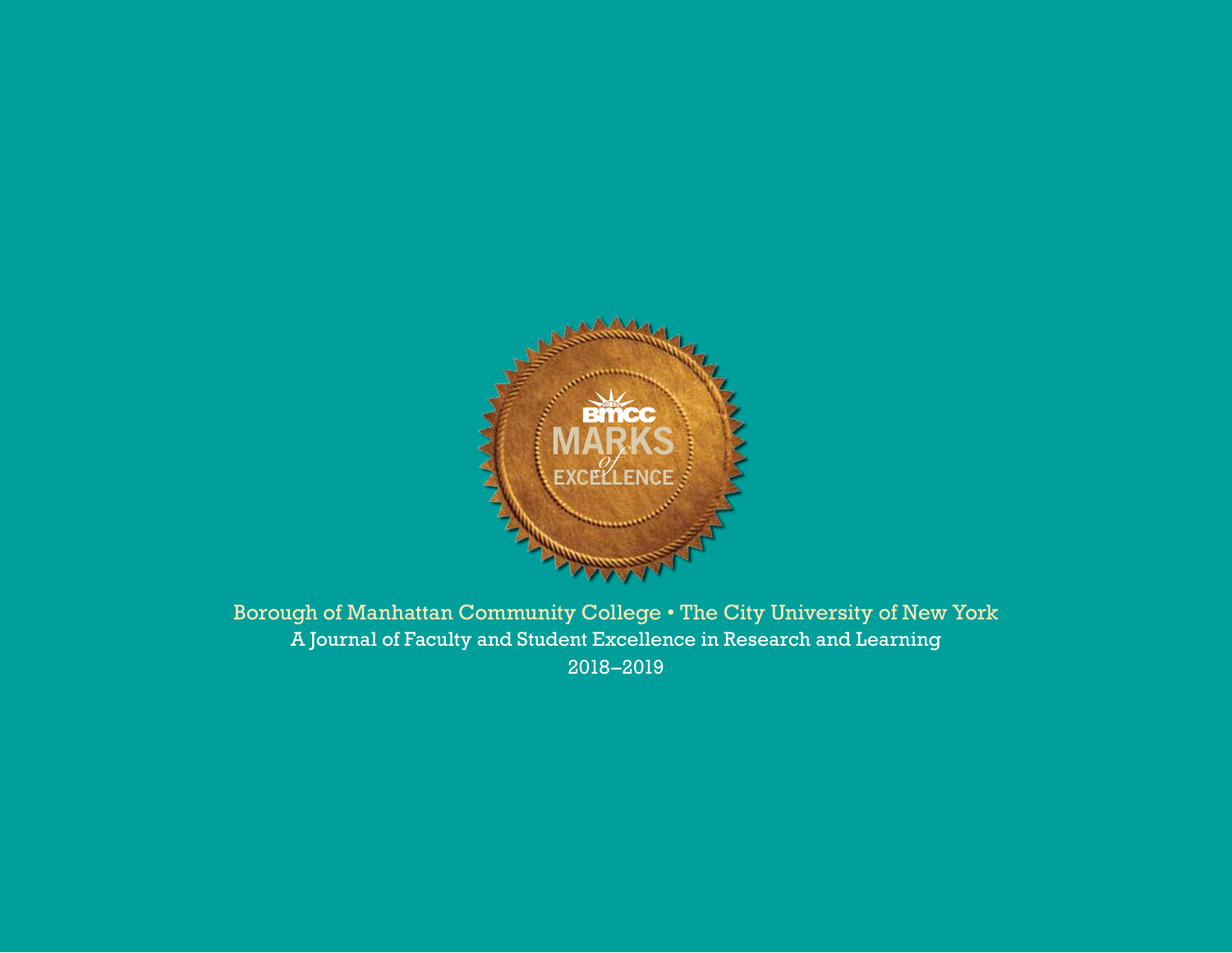# BMCC MARKS *of* EXCELLENCE

Borough of Manhattan Community College • The City University of New York

A Journal of Faculty and Student Excellence in Research and Learning

2018–2019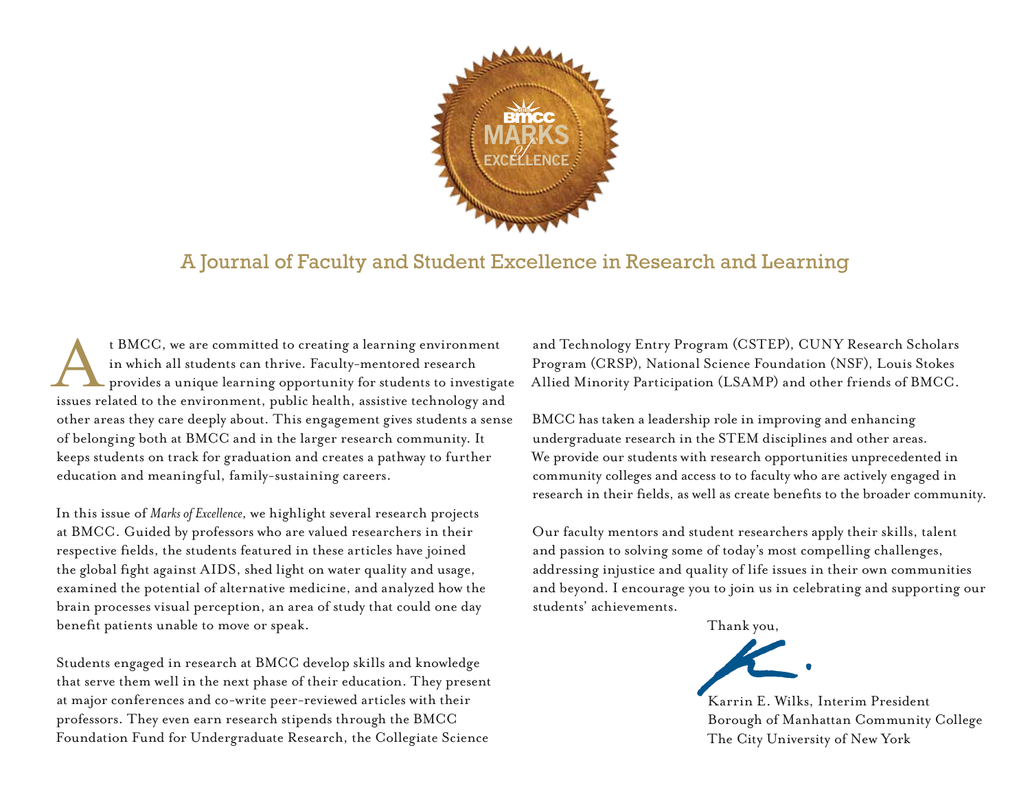# A Journal of Faculty and Student Excellence in Research and Learning

At BMCC, we are committed to creating a learning environment in which all students can thrive. Faculty-mentored research provides a unique learning opportunity for students to investigate issues related to the environment, public health, assistive technology and other areas they care deeply about. This engagement gives students a sense of belonging both at BMCC and in the larger research community. It keeps students on track for graduation and creates a pathway to further education and meaningful, family-sustaining careers.

In this issue of *Marks of Excellence*, we highlight several research projects at BMCC. Guided by professors who are valued researchers in their respective fields, the students featured in these articles have joined the global fight against AIDS, shed light on water quality and usage, examined the potential of alternative medicine, and analyzed how the brain processes visual perception, an area of study that could one day benefit patients unable to move or speak.

Students engaged in research at BMCC develop skills and knowledge that serve them well in the next phase of their education. They present at major conferences and co-write peer-reviewed articles with their professors. They even earn research stipends through the BMCC Foundation Fund for Undergraduate Research, the Collegiate Science and Technology Entry Program (CSTEP), CUNY Research Scholars Program (CRSP), National Science Foundation (NSF), Louis Stokes Allied Minority Participation (LSAMP) and other friends of BMCC.

BMCC has taken a leadership role in improving and enhancing undergraduate research in the STEM disciplines and other areas. We provide our students with research opportunities unprecedented in community colleges and access to to faculty who are actively engaged in research in their fields, as well as create benefits to the broader community.

Our faculty mentors and student researchers apply their skills, talent and passion to solving some of today's most compelling challenges, addressing injustice and quality of life issues in their own communities and beyond. I encourage you to join us in celebrating and supporting our students' achievements.

Thank you,

Karrin E. Wilks, Interim President
Borough of Manhattan Community College
The City University of New York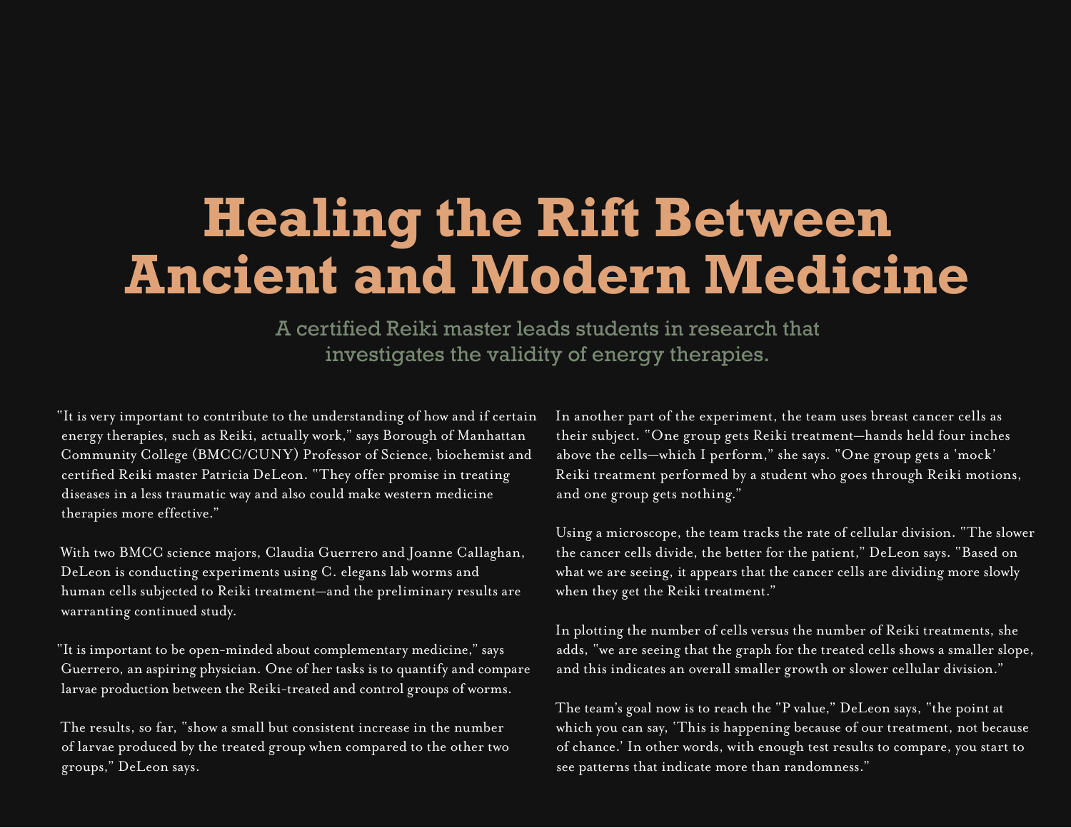# Healing the Rift Between Ancient and Modern Medicine

## A certified Reiki master leads students in research that investigates the validity of energy therapies.

"It is very important to contribute to the understanding of how and if certain energy therapies, such as Reiki, actually work," says Borough of Manhattan Community College (BMCC/CUNY) Professor of Science, biochemist and certified Reiki master Patricia DeLeon. "They offer promise in treating diseases in a less traumatic way and also could make western medicine therapies more effective."

With two BMCC science majors, Claudia Guerrero and Joanne Callaghan, DeLeon is conducting experiments using C. elegans lab worms and human cells subjected to Reiki treatment—and the preliminary results are warranting continued study.

"It is important to be open-minded about complementary medicine," says Guerrero, an aspiring physician. One of her tasks is to quantify and compare larvae production between the Reiki-treated and control groups of worms.

The results, so far, "show a small but consistent increase in the number of larvae produced by the treated group when compared to the other two groups," DeLeon says.

In another part of the experiment, the team uses breast cancer cells as their subject. "One group gets Reiki treatment—hands held four inches above the cells—which I perform," she says. "One group gets a 'mock' Reiki treatment performed by a student who goes through Reiki motions, and one group gets nothing."

Using a microscope, the team tracks the rate of cellular division. "The slower the cancer cells divide, the better for the patient," DeLeon says. "Based on what we are seeing, it appears that the cancer cells are dividing more slowly when they get the Reiki treatment."

In plotting the number of cells versus the number of Reiki treatments, she adds, "we are seeing that the graph for the treated cells shows a smaller slope, and this indicates an overall smaller growth or slower cellular division."

The team's goal now is to reach the "P value," DeLeon says, "the point at which you can say, 'This is happening because of our treatment, not because of chance.' In other words, with enough test results to compare, you start to see patterns that indicate more than randomness."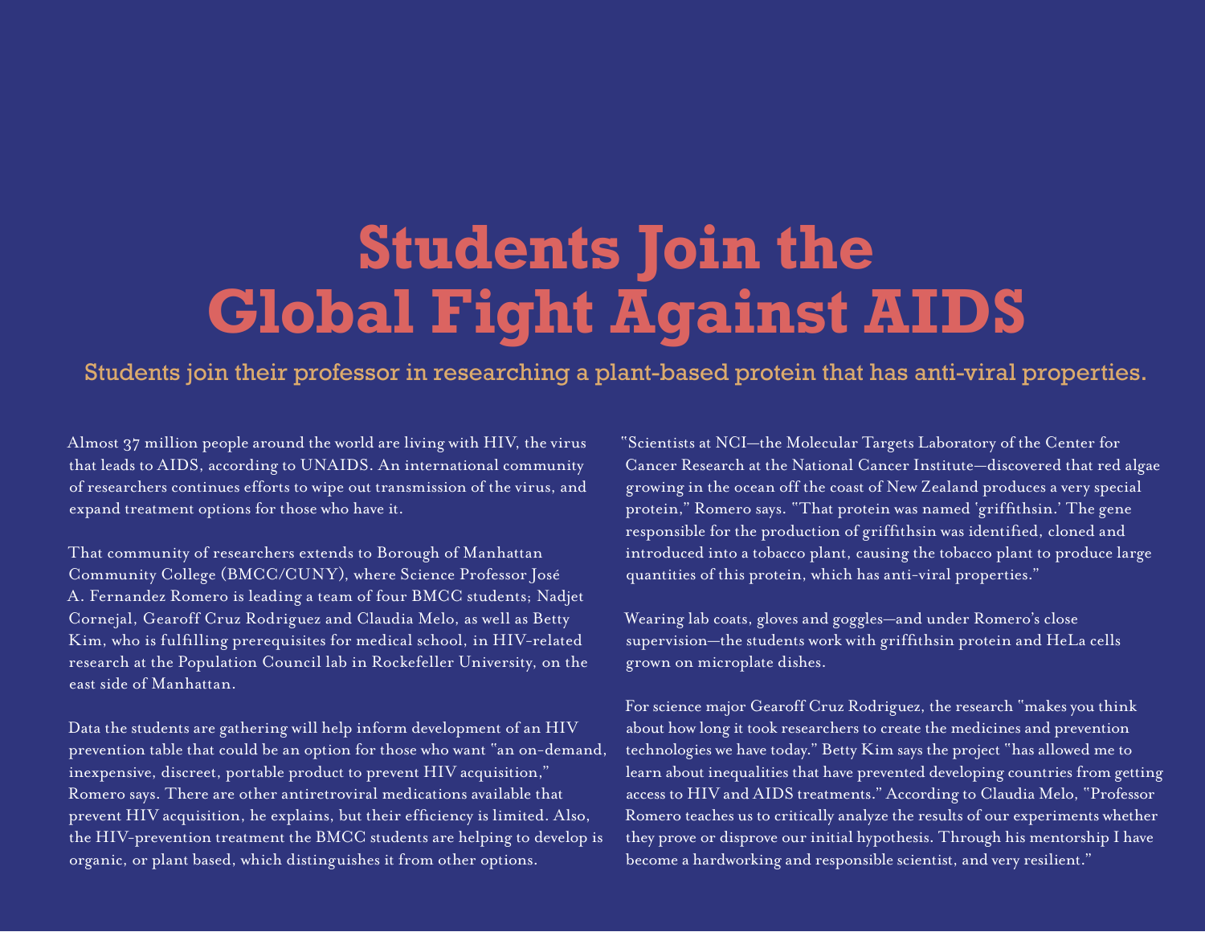# Students Join the Global Fight Against AIDS

## Students join their professor in researching a plant-based protein that has anti-viral properties.

Almost 37 million people around the world are living with HIV, the virus that leads to AIDS, according to UNAIDS. An international community of researchers continues efforts to wipe out transmission of the virus, and expand treatment options for those who have it.

That community of researchers extends to Borough of Manhattan Community College (BMCC/CUNY), where Science Professor José A. Fernandez Romero is leading a team of four BMCC students; Nadjet Cornejal, Gearoff Cruz Rodriguez and Claudia Melo, as well as Betty Kim, who is fulfilling prerequisites for medical school, in HIV-related research at the Population Council lab in Rockefeller University, on the east side of Manhattan.

Data the students are gathering will help inform development of an HIV prevention table that could be an option for those who want "an on-demand, inexpensive, discreet, portable product to prevent HIV acquisition," Romero says. There are other antiretroviral medications available that prevent HIV acquisition, he explains, but their efficiency is limited. Also, the HIV-prevention treatment the BMCC students are helping to develop is organic, or plant based, which distinguishes it from other options.

"Scientists at NCI—the Molecular Targets Laboratory of the Center for Cancer Research at the National Cancer Institute—discovered that red algae growing in the ocean off the coast of New Zealand produces a very special protein," Romero says. "That protein was named 'griffithsin.' The gene responsible for the production of griffithsin was identified, cloned and introduced into a tobacco plant, causing the tobacco plant to produce large quantities of this protein, which has anti-viral properties."

Wearing lab coats, gloves and goggles—and under Romero's close supervision—the students work with griffithsin protein and HeLa cells grown on microplate dishes.

For science major Gearoff Cruz Rodriguez, the research "makes you think about how long it took researchers to create the medicines and prevention technologies we have today." Betty Kim says the project "has allowed me to learn about inequalities that have prevented developing countries from getting access to HIV and AIDS treatments." According to Claudia Melo, "Professor Romero teaches us to critically analyze the results of our experiments whether they prove or disprove our initial hypothesis. Through his mentorship I have become a hardworking and responsible scientist, and very resilient."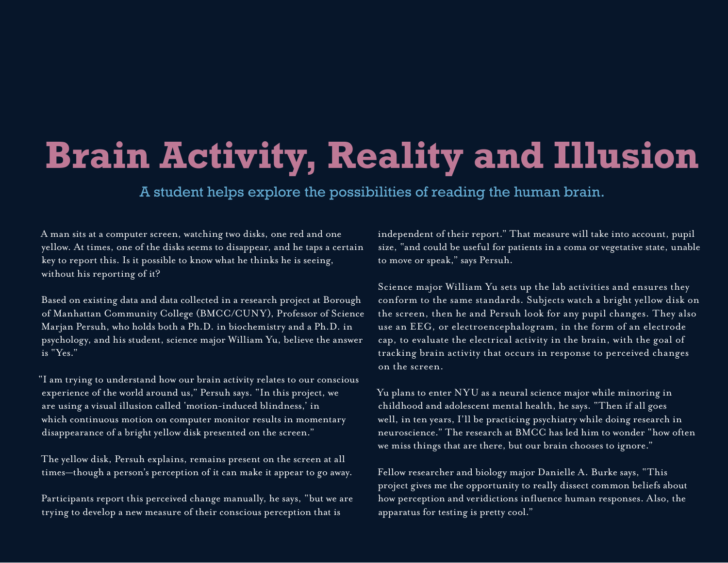# Brain Activity, Reality and Illusion

### A student helps explore the possibilities of reading the human brain.

A man sits at a computer screen, watching two disks, one red and one yellow. At times, one of the disks seems to disappear, and he taps a certain key to report this. Is it possible to know what he thinks he is seeing, without his reporting of it?

Based on existing data and data collected in a research project at Borough of Manhattan Community College (BMCC/CUNY), Professor of Science Marjan Persuh, who holds both a Ph.D. in biochemistry and a Ph.D. in psychology, and his student, science major William Yu, believe the answer is "Yes."

"I am trying to understand how our brain activity relates to our conscious experience of the world around us," Persuh says. "In this project, we are using a visual illusion called 'motion-induced blindness,' in which continuous motion on computer monitor results in momentary disappearance of a bright yellow disk presented on the screen."

The yellow disk, Persuh explains, remains present on the screen at all times—though a person's perception of it can make it appear to go away.

Participants report this perceived change manually, he says, "but we are trying to develop a new measure of their conscious perception that is independent of their report." That measure will take into account, pupil size, "and could be useful for patients in a coma or vegetative state, unable to move or speak," says Persuh.

Science major William Yu sets up the lab activities and ensures they conform to the same standards. Subjects watch a bright yellow disk on the screen, then he and Persuh look for any pupil changes. They also use an EEG, or electroencephalogram, in the form of an electrode cap, to evaluate the electrical activity in the brain, with the goal of tracking brain activity that occurs in response to perceived changes on the screen.

Yu plans to enter NYU as a neural science major while minoring in childhood and adolescent mental health, he says. "Then if all goes well, in ten years, I'll be practicing psychiatry while doing research in neuroscience." The research at BMCC has led him to wonder "how often we miss things that are there, but our brain chooses to ignore."

Fellow researcher and biology major Danielle A. Burke says, "This project gives me the opportunity to really dissect common beliefs about how perception and veridictions influence human responses. Also, the apparatus for testing is pretty cool."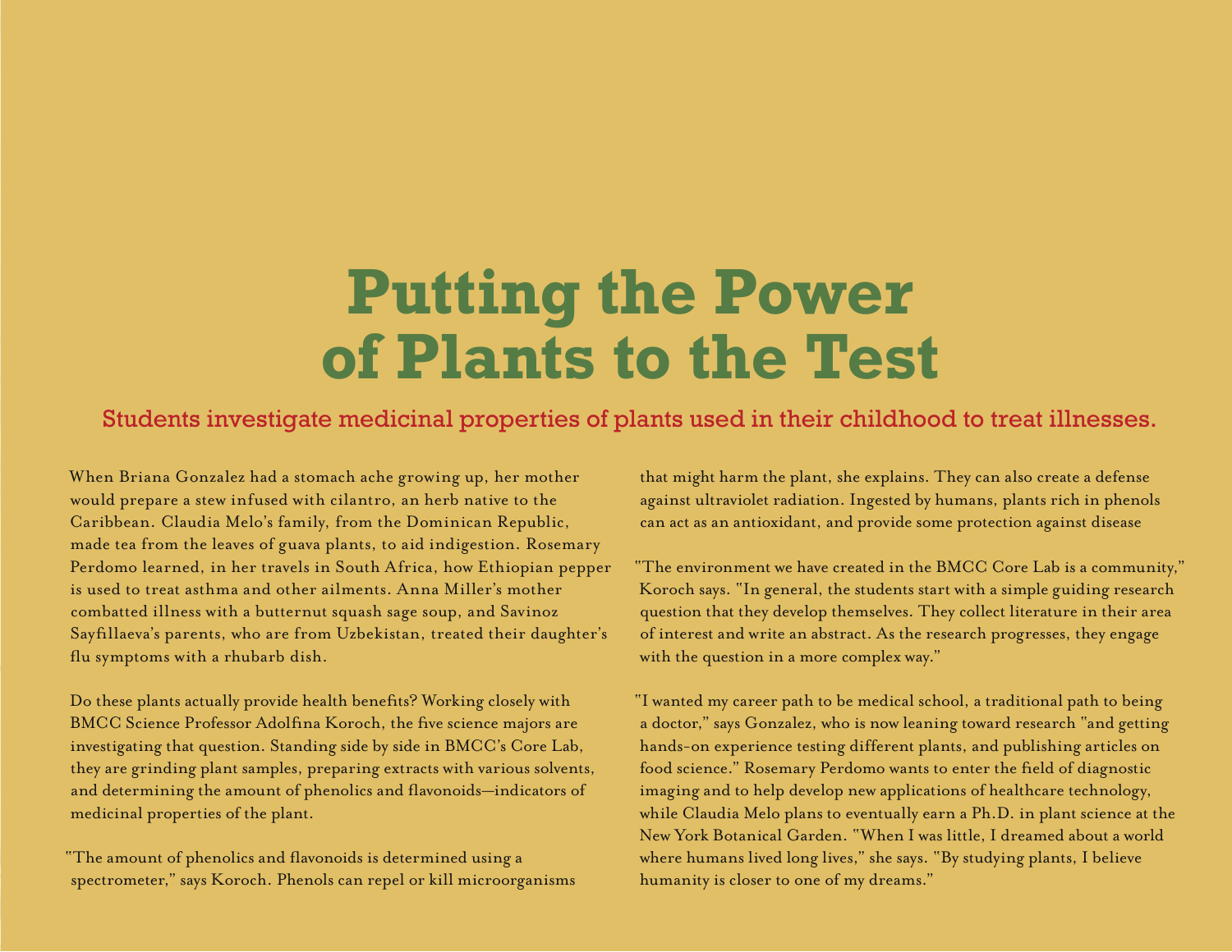# Putting the Power of Plants to the Test

## Students investigate medicinal properties of plants used in their childhood to treat illnesses.

When Briana Gonzalez had a stomach ache growing up, her mother would prepare a stew infused with cilantro, an herb native to the Caribbean. Claudia Melo's family, from the Dominican Republic, made tea from the leaves of guava plants, to aid indigestion. Rosemary Perdomo learned, in her travels in South Africa, how Ethiopian pepper is used to treat asthma and other ailments. Anna Miller's mother combatted illness with a butternut squash sage soup, and Savinoz Sayfillaeva's parents, who are from Uzbekistan, treated their daughter's flu symptoms with a rhubarb dish.

Do these plants actually provide health benefits? Working closely with BMCC Science Professor Adolfina Koroch, the five science majors are investigating that question. Standing side by side in BMCC's Core Lab, they are grinding plant samples, preparing extracts with various solvents, and determining the amount of phenolics and flavonoids—indicators of medicinal properties of the plant.

"The amount of phenolics and flavonoids is determined using a spectrometer," says Koroch. Phenols can repel or kill microorganisms that might harm the plant, she explains. They can also create a defense against ultraviolet radiation. Ingested by humans, plants rich in phenols can act as an antioxidant, and provide some protection against disease

"The environment we have created in the BMCC Core Lab is a community," Koroch says. "In general, the students start with a simple guiding research question that they develop themselves. They collect literature in their area of interest and write an abstract. As the research progresses, they engage with the question in a more complex way."

"I wanted my career path to be medical school, a traditional path to being a doctor," says Gonzalez, who is now leaning toward research "and getting hands-on experience testing different plants, and publishing articles on food science." Rosemary Perdomo wants to enter the field of diagnostic imaging and to help develop new applications of healthcare technology, while Claudia Melo plans to eventually earn a Ph.D. in plant science at the New York Botanical Garden. "When I was little, I dreamed about a world where humans lived long lives," she says. "By studying plants, I believe humanity is closer to one of my dreams."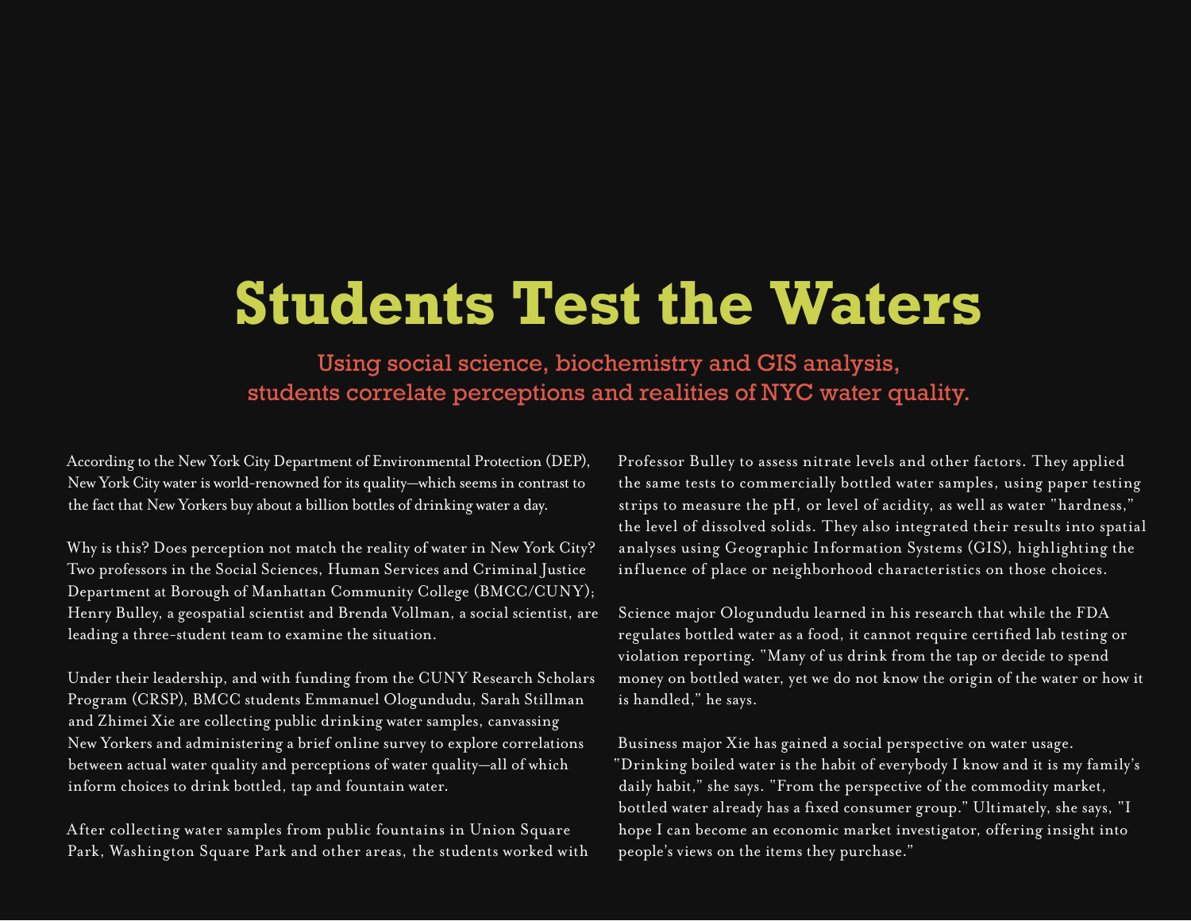# Students Test the Waters

## Using social science, biochemistry and GIS analysis, students correlate perceptions and realities of NYC water quality.

According to the New York City Department of Environmental Protection (DEP), New York City water is world-renowned for its quality—which seems in contrast to the fact that New Yorkers buy about a billion bottles of drinking water a day.

Why is this? Does perception not match the reality of water in New York City? Two professors in the Social Sciences, Human Services and Criminal Justice Department at Borough of Manhattan Community College (BMCC/CUNY); Henry Bulley, a geospatial scientist and Brenda Vollman, a social scientist, are leading a three-student team to examine the situation.

Under their leadership, and with funding from the CUNY Research Scholars Program (CRSP), BMCC students Emmanuel Ologundudu, Sarah Stillman and Zhimei Xie are collecting public drinking water samples, canvassing New Yorkers and administering a brief online survey to explore correlations between actual water quality and perceptions of water quality—all of which inform choices to drink bottled, tap and fountain water.

After collecting water samples from public fountains in Union Square Park, Washington Square Park and other areas, the students worked with Professor Bulley to assess nitrate levels and other factors. They applied the same tests to commercially bottled water samples, using paper testing strips to measure the pH, or level of acidity, as well as water "hardness," the level of dissolved solids. They also integrated their results into spatial analyses using Geographic Information Systems (GIS), highlighting the influence of place or neighborhood characteristics on those choices.

Science major Ologundudu learned in his research that while the FDA regulates bottled water as a food, it cannot require certified lab testing or violation reporting. "Many of us drink from the tap or decide to spend money on bottled water, yet we do not know the origin of the water or how it is handled," he says.

Business major Xie has gained a social perspective on water usage. "Drinking boiled water is the habit of everybody I know and it is my family's daily habit," she says. "From the perspective of the commodity market, bottled water already has a fixed consumer group." Ultimately, she says, "I hope I can become an economic market investigator, offering insight into people's views on the items they purchase."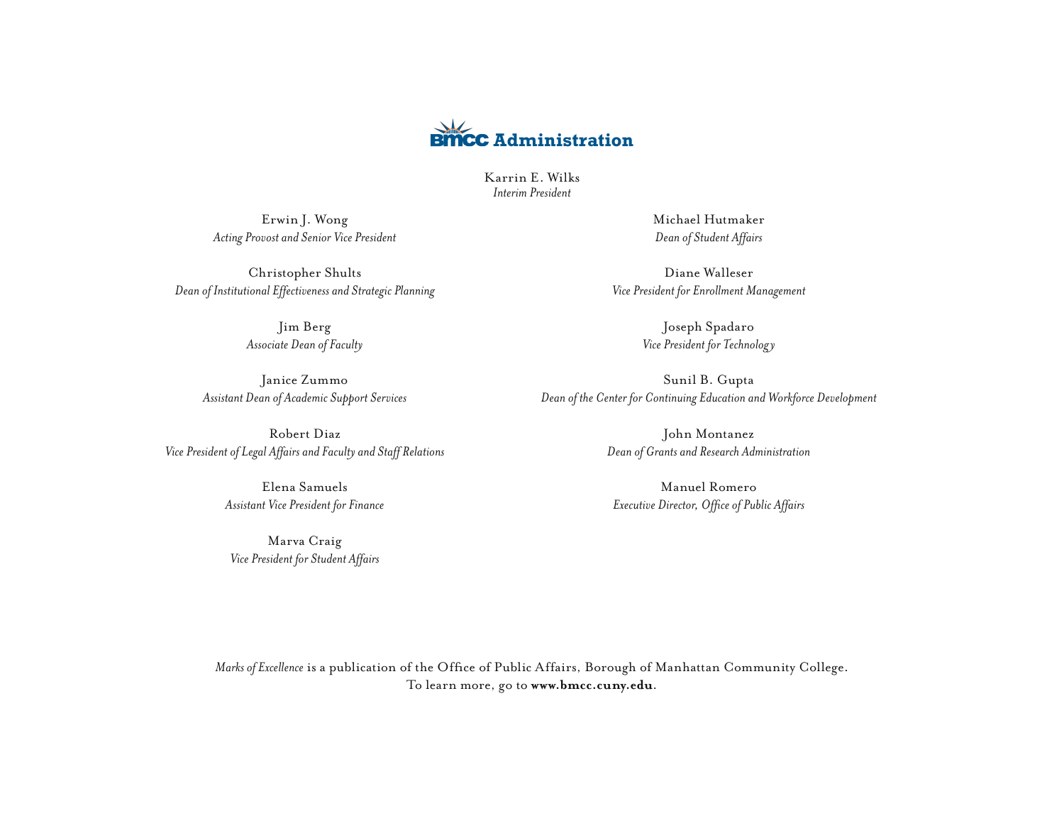# BMCC Administration

Karrin E. Wilks
*Interim President*

Erwin J. Wong
*Acting Provost and Senior Vice President*

Christopher Shults
*Dean of Institutional Effectiveness and Strategic Planning*

Jim Berg
*Associate Dean of Faculty*

Janice Zummo
*Assistant Dean of Academic Support Services*

Robert Diaz
*Vice President of Legal Affairs and Faculty and Staff Relations*

Elena Samuels
*Assistant Vice President for Finance*

Marva Craig
*Vice President for Student Affairs*

Michael Hutmaker
*Dean of Student Affairs*

Diane Walleser
*Vice President for Enrollment Management*

Joseph Spadaro
*Vice President for Technology*

Sunil B. Gupta
*Dean of the Center for Continuing Education and Workforce Development*

John Montanez
*Dean of Grants and Research Administration*

Manuel Romero
*Executive Director, Office of Public Affairs*

*Marks of Excellence* is a publication of the Office of Public Affairs, Borough of Manhattan Community College.
To learn more, go to **www.bmcc.cuny.edu**.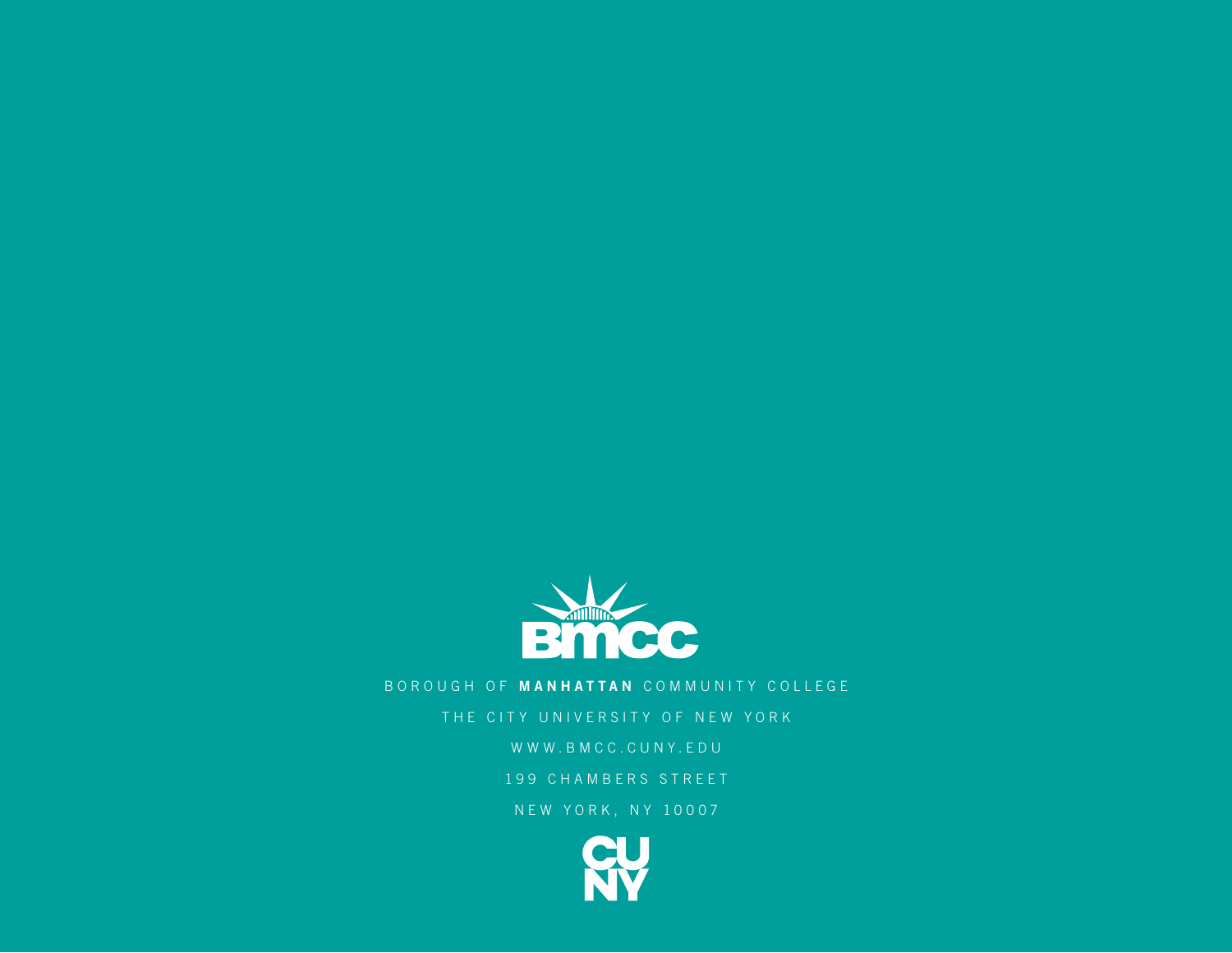BMCC

BOROUGH OF **MANHATTAN** COMMUNITY COLLEGE

THE CITY UNIVERSITY OF NEW YORK

WWW.BMCC.CUNY.EDU

199 CHAMBERS STREET

NEW YORK, NY 10007

CUNY